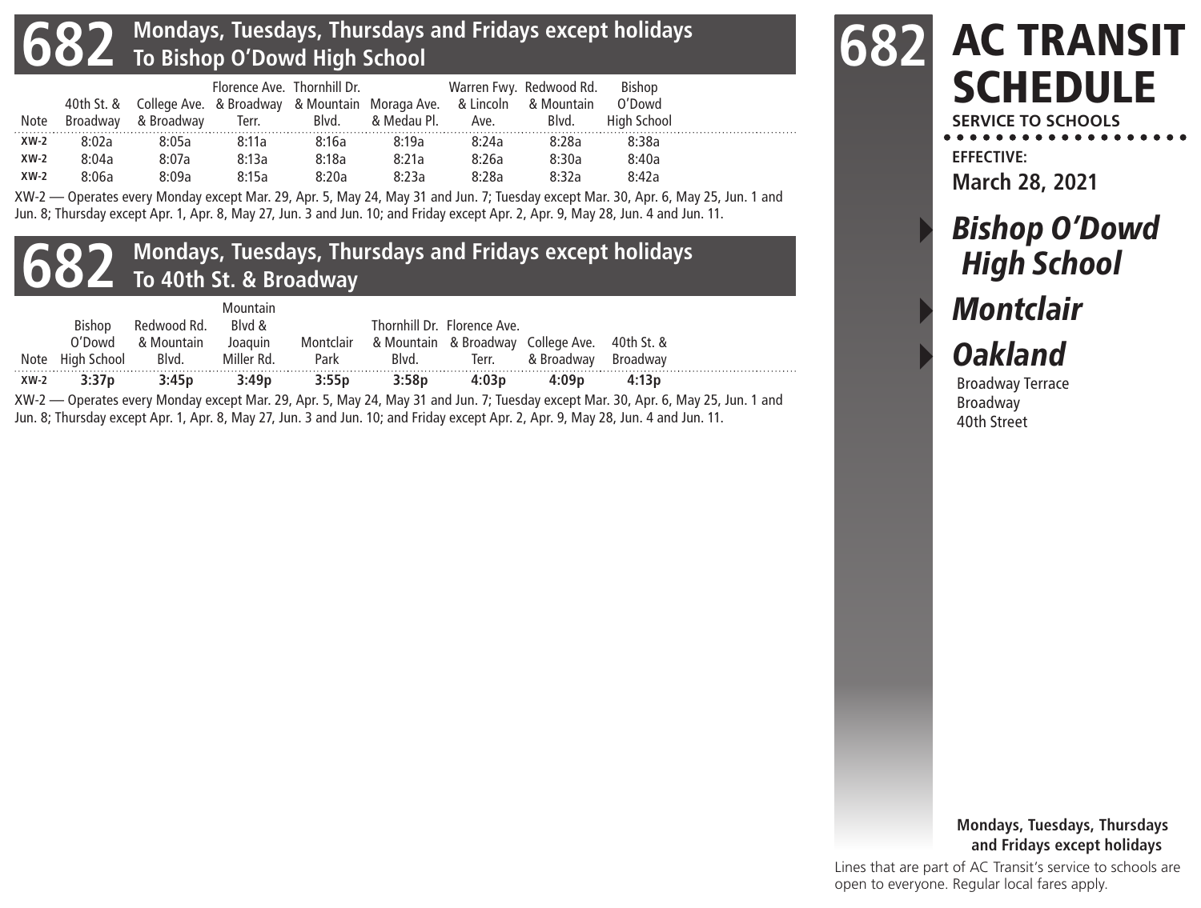# 682 Mondays, Tuesdays, Thursdays and Fridays except holidays To Bishop O'Dowd High School

| Note | 40th St. & Broadway | College Ave. & Broadway | Florence Ave. & Broadway Terr. | Thornhill Dr. & Mountain Blvd. | Moraga Ave. & Medau Pl. | Warren Fwy. & Lincoln Ave. | Redwood Rd. & Mountain Blvd. | Bishop O'Dowd High School |
|---|---|---|---|---|---|---|---|---|
| XW-2 | 8:02a | 8:05a | 8:11a | 8:16a | 8:19a | 8:24a | 8:28a | 8:38a |
| XW-2 | 8:04a | 8:07a | 8:13a | 8:18a | 8:21a | 8:26a | 8:30a | 8:40a |
| XW-2 | 8:06a | 8:09a | 8:15a | 8:20a | 8:23a | 8:28a | 8:32a | 8:42a |

XW-2 — Operates every Monday except Mar. 29, Apr. 5, May 24, May 31 and Jun. 7; Tuesday except Mar. 30, Apr. 6, May 25, Jun. 1 and Jun. 8; Thursday except Apr. 1, Apr. 8, May 27, Jun. 3 and Jun. 10; and Friday except Apr. 2, Apr. 9, May 28, Jun. 4 and Jun. 11.

# 682 Mondays, Tuesdays, Thursdays and Fridays except holidays To 40th St. & Broadway

| Note | Bishop O'Dowd High School | Redwood Rd. & Mountain Blvd. | Mountain Blvd & Joaquin Miller Rd. | Montclair Park | Thornhill Dr. & Mountain Blvd. | Florence Ave. & Broadway Terr. | College Ave. & Broadway | 40th St. & Broadway |
|---|---|---|---|---|---|---|---|---|
| XW-2 | **3:37p** | **3:45p** | **3:49p** | **3:55p** | **3:58p** | **4:03p** | **4:09p** | **4:13p** |

XW-2 — Operates every Monday except Mar. 29, Apr. 5, May 24, May 31 and Jun. 7; Tuesday except Mar. 30, Apr. 6, May 25, Jun. 1 and Jun. 8; Thursday except Apr. 1, Apr. 8, May 27, Jun. 3 and Jun. 10; and Friday except Apr. 2, Apr. 9, May 28, Jun. 4 and Jun. 11.

# 682 AC TRANSIT SCHEDULE

**SERVICE TO SCHOOLS**

**EFFECTIVE:**
**March 28, 2021**

## *Bishop O'Dowd High School*

## *Montclair*

## *Oakland*

Broadway Terrace
Broadway
40th Street

**Mondays, Tuesdays, Thursdays and Fridays except holidays**

Lines that are part of AC Transit's service to schools are open to everyone. Regular local fares apply.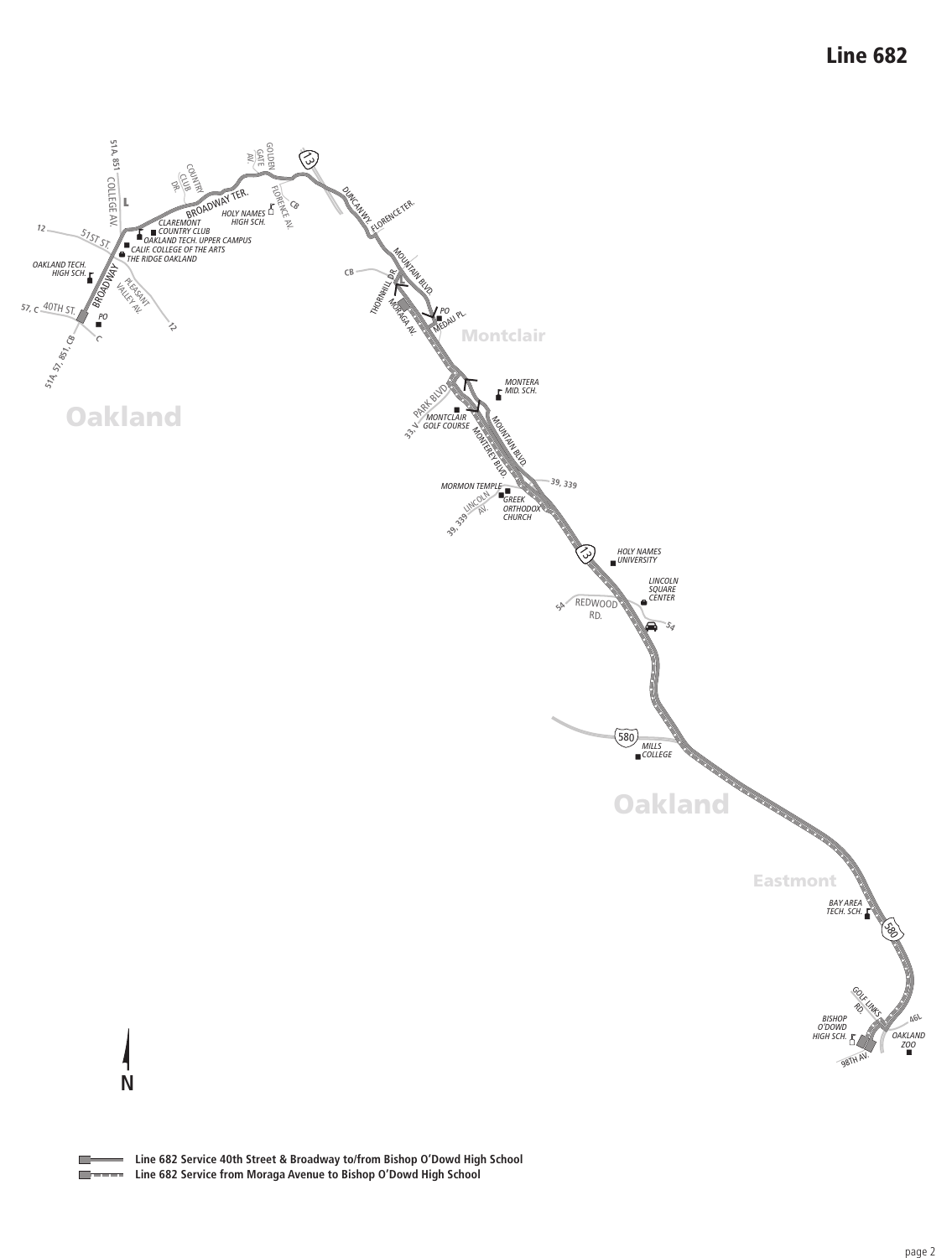# Line 682

Oakland

Montclair

Oakland

Eastmont

BROADWAY

COLLEGE AV.

51ST ST.

40TH ST.

BROADWAY TER.

COUNTRY CLUB DR.

GOLDEN GATE AV.

FLORENCE AV.

DUNCAN WY.

FLORENCE TER.

MOUNTAIN BLVD.

THORNHILL DR.

MORAGA AV.

MEDAU PL.

PARK BLVD.

MONTEREY BLVD.

LINCOLN AV.

REDWOOD RD.

PLEASANT VALLEY AV.

GOLF LINKS RD.

98TH AV.

CLAREMONT COUNTRY CLUB

OAKLAND TECH. UPPER CAMPUS

CALIF. COLLEGE OF THE ARTS

THE RIDGE OAKLAND

OAKLAND TECH. HIGH SCH.

HOLY NAMES HIGH SCH.

MONTERA MID. SCH.

MONTCLAIR GOLF COURSE

MORMON TEMPLE

GREEK ORTHODOX CHURCH

HOLY NAMES UNIVERSITY

LINCOLN SQUARE CENTER

MILLS COLLEGE

BAY AREA TECH. SCH.

BISHOP O'DOWD HIGH SCH.

OAKLAND ZOO

PO

51A, 851

12

57, C

51A, 57, 851, CB

C

L

CB

33, V

39, 339

54

46L

13

580

N

Line 682 Service 40th Street & Broadway to/from Bishop O'Dowd High School

Line 682 Service from Moraga Avenue to Bishop O'Dowd High School